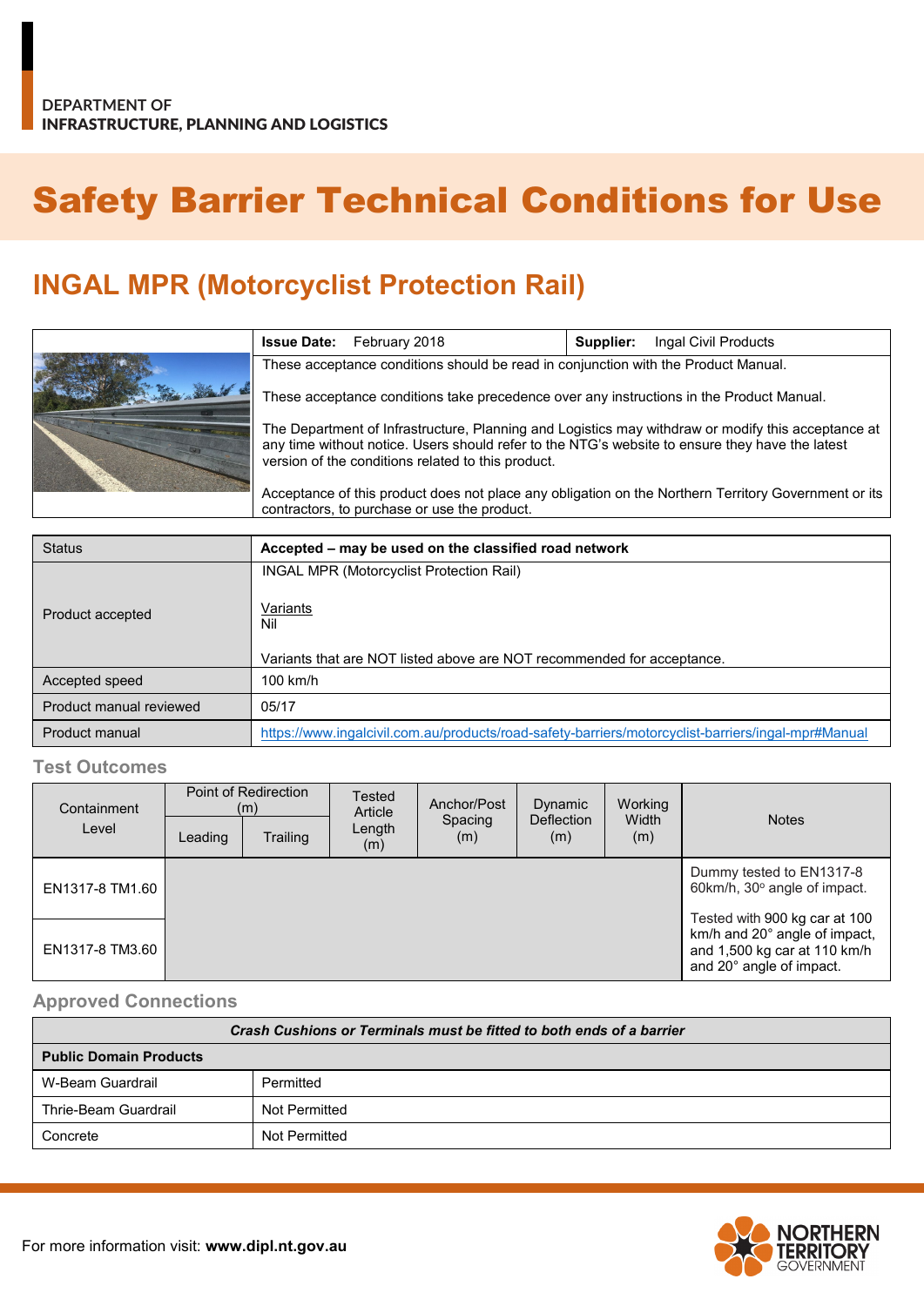DEPARTMENT OF
INFRASTRUCTURE, PLANNING AND LOGISTICS

# Safety Barrier Technical Conditions for Use

## INGAL MPR (Motorcyclist Protection Rail)

| | | |
|---|---|---|
| **Issue Date:** February 2018 | **Supplier:** Ingal Civil Products | |

These acceptance conditions should be read in conjunction with the Product Manual.

These acceptance conditions take precedence over any instructions in the Product Manual.

The Department of Infrastructure, Planning and Logistics may withdraw or modify this acceptance at any time without notice. Users should refer to the NTG's website to ensure they have the latest version of the conditions related to this product.

Acceptance of this product does not place any obligation on the Northern Territory Government or its contractors, to purchase or use the product.

| Status | **Accepted – may be used on the classified road network** |
|---|---|
| Product accepted | INGAL MPR (Motorcyclist Protection Rail)<br><br>Variants<br>Nil<br><br>Variants that are NOT listed above are NOT recommended for acceptance. |
| Accepted speed | 100 km/h |
| Product manual reviewed | 05/17 |
| Product manual | https://www.ingalcivil.com.au/products/road-safety-barriers/motorcyclist-barriers/ingal-mpr#Manual |

### Test Outcomes

| Containment Level | Point of Redirection (m) | | Tested Article Length (m) | Anchor/Post Spacing (m) | Dynamic Deflection (m) | Working Width (m) | Notes |
|---|---|---|---|---|---|---|---|
| | Leading | Trailing | | | | | |
| EN1317-8 TM1.60 | | | | | | | Dummy tested to EN1317-8 60km/h, 30° angle of impact. |
| EN1317-8 TM3.60 | | | | | | | Tested with 900 kg car at 100 km/h and 20° angle of impact, and 1,500 kg car at 110 km/h and 20° angle of impact. |

### Approved Connections

| ***Crash Cushions or Terminals must be fitted to both ends of a barrier*** | |
|---|---|
| **Public Domain Products** | |
| W-Beam Guardrail | Permitted |
| Thrie-Beam Guardrail | Not Permitted |
| Concrete | Not Permitted |

For more information visit: **www.dipl.nt.gov.au**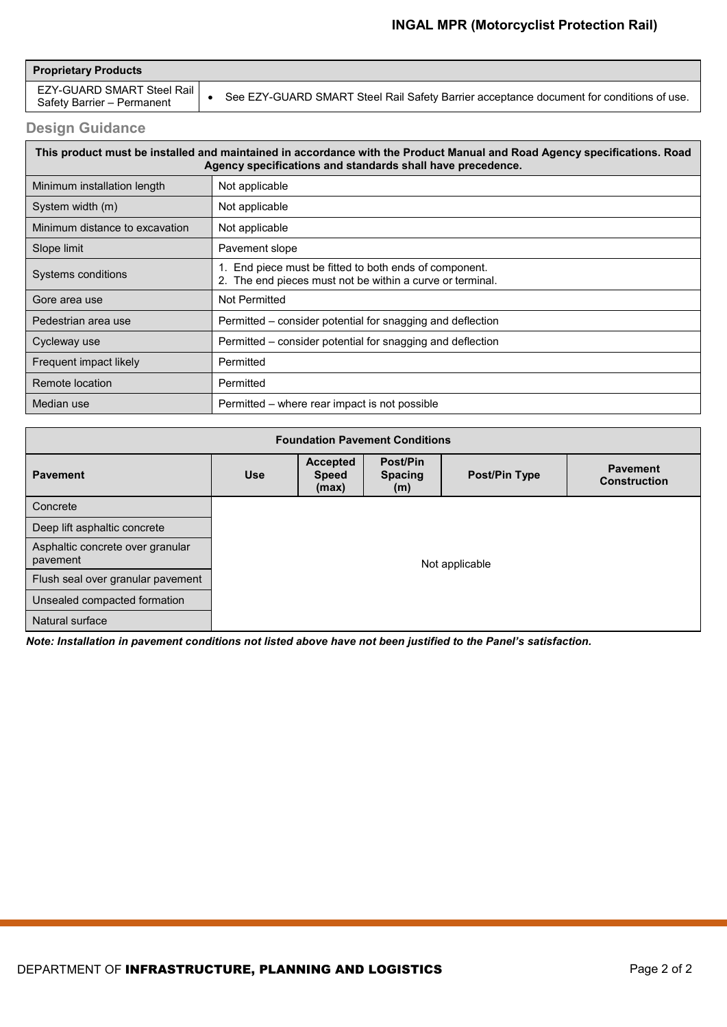| **Proprietary Products** | |
|---|---|
| EZY-GUARD SMART Steel Rail Safety Barrier – Permanent | • See EZY-GUARD SMART Steel Rail Safety Barrier acceptance document for conditions of use. |

## Design Guidance

| **This product must be installed and maintained in accordance with the Product Manual and Road Agency specifications. Road Agency specifications and standards shall have precedence.** | |
|---|---|
| Minimum installation length | Not applicable |
| System width (m) | Not applicable |
| Minimum distance to excavation | Not applicable |
| Slope limit | Pavement slope |
| Systems conditions | 1. End piece must be fitted to both ends of component.<br>2. The end pieces must not be within a curve or terminal. |
| Gore area use | Not Permitted |
| Pedestrian area use | Permitted – consider potential for snagging and deflection |
| Cycleway use | Permitted – consider potential for snagging and deflection |
| Frequent impact likely | Permitted |
| Remote location | Permitted |
| Median use | Permitted – where rear impact is not possible |

**Foundation Pavement Conditions**

| **Pavement** | **Use** | **Accepted Speed (max)** | **Post/Pin Spacing (m)** | **Post/Pin Type** | **Pavement Construction** |
|---|---|---|---|---|---|
| Concrete | Not applicable | | | | |
| Deep lift asphaltic concrete | | | | | |
| Asphaltic concrete over granular pavement | | | | | |
| Flush seal over granular pavement | | | | | |
| Unsealed compacted formation | | | | | |
| Natural surface | | | | | |

***Note: Installation in pavement conditions not listed above have not been justified to the Panel's satisfaction.***